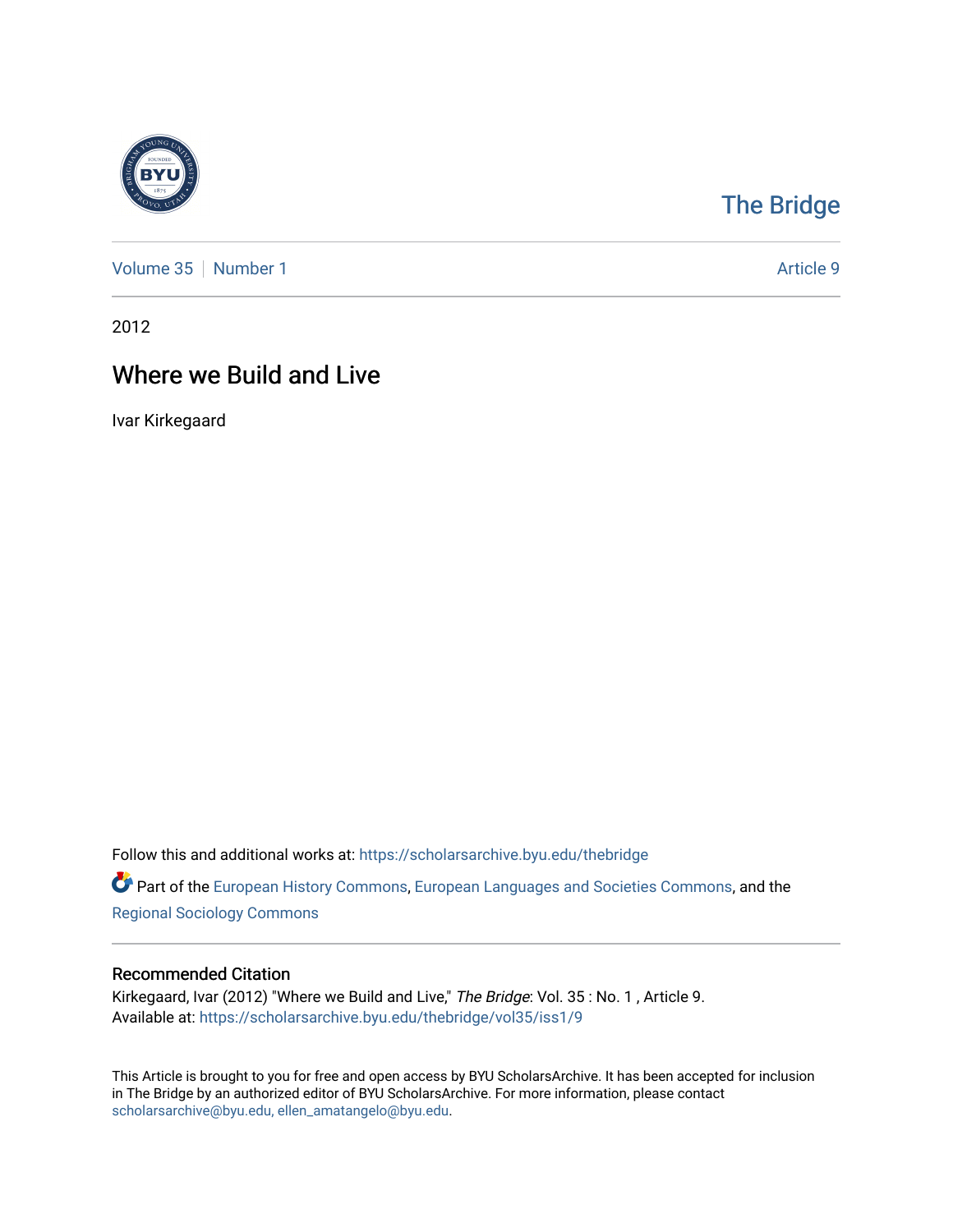The Bridge

Volume 35 | Number 1 — Article 9

2012

# Where we Build and Live

Ivar Kirkegaard

Follow this and additional works at: https://scholarsarchive.byu.edu/thebridge

Part of the European History Commons, European Languages and Societies Commons, and the Regional Sociology Commons

## Recommended Citation

Kirkegaard, Ivar (2012) "Where we Build and Live," *The Bridge*: Vol. 35 : No. 1 , Article 9.
Available at: https://scholarsarchive.byu.edu/thebridge/vol35/iss1/9

This Article is brought to you for free and open access by BYU ScholarsArchive. It has been accepted for inclusion in The Bridge by an authorized editor of BYU ScholarsArchive. For more information, please contact scholarsarchive@byu.edu, ellen_amatangelo@byu.edu.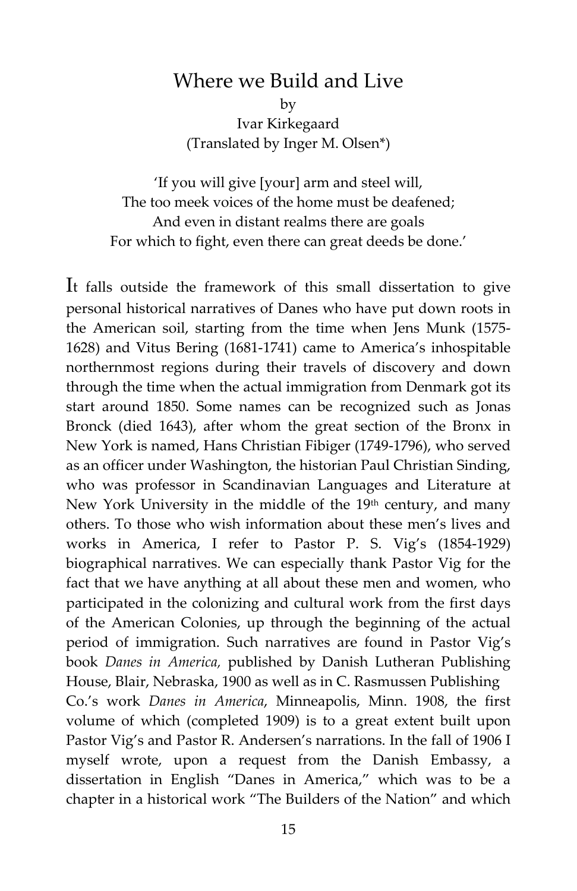# Where we Build and Live

by

Ivar Kirkegaard

(Translated by Inger M. Olsen*)

'If you will give [your] arm and steel will,
The too meek voices of the home must be deafened;
And even in distant realms there are goals
For which to fight, even there can great deeds be done.'

It falls outside the framework of this small dissertation to give personal historical narratives of Danes who have put down roots in the American soil, starting from the time when Jens Munk (1575-1628) and Vitus Bering (1681-1741) came to America's inhospitable northernmost regions during their travels of discovery and down through the time when the actual immigration from Denmark got its start around 1850. Some names can be recognized such as Jonas Bronck (died 1643), after whom the great section of the Bronx in New York is named, Hans Christian Fibiger (1749-1796), who served as an officer under Washington, the historian Paul Christian Sinding, who was professor in Scandinavian Languages and Literature at New York University in the middle of the 19th century, and many others. To those who wish information about these men's lives and works in America, I refer to Pastor P. S. Vig's (1854-1929) biographical narratives. We can especially thank Pastor Vig for the fact that we have anything at all about these men and women, who participated in the colonizing and cultural work from the first days of the American Colonies, up through the beginning of the actual period of immigration. Such narratives are found in Pastor Vig's book *Danes in America,* published by Danish Lutheran Publishing House, Blair, Nebraska, 1900 as well as in C. Rasmussen Publishing Co.'s work *Danes in America*, Minneapolis, Minn. 1908, the first volume of which (completed 1909) is to a great extent built upon Pastor Vig's and Pastor R. Andersen's narrations. In the fall of 1906 I myself wrote, upon a request from the Danish Embassy, a dissertation in English "Danes in America," which was to be a chapter in a historical work "The Builders of the Nation" and which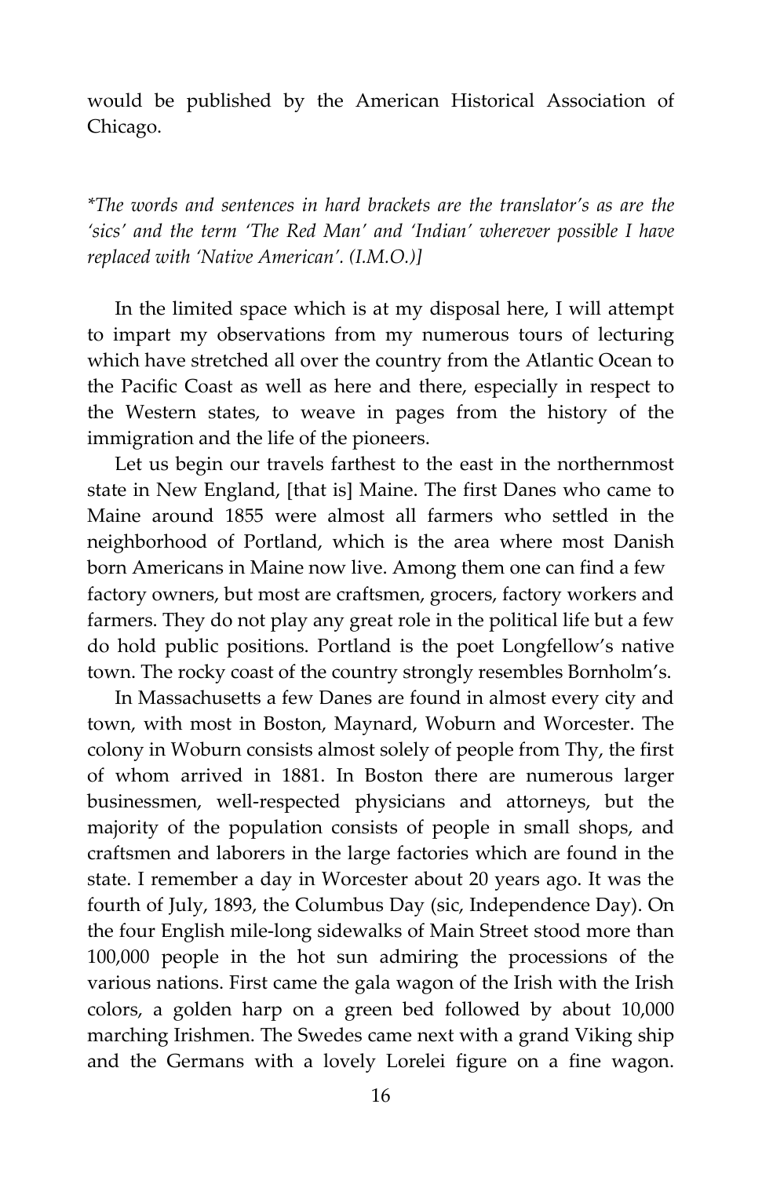would be published by the American Historical Association of Chicago.

*\*The words and sentences in hard brackets are the translator's as are the 'sics' and the term 'The Red Man' and 'Indian' wherever possible I have replaced with 'Native American'. (I.M.O.)]*

In the limited space which is at my disposal here, I will attempt to impart my observations from my numerous tours of lecturing which have stretched all over the country from the Atlantic Ocean to the Pacific Coast as well as here and there, especially in respect to the Western states, to weave in pages from the history of the immigration and the life of the pioneers.

Let us begin our travels farthest to the east in the northernmost state in New England, [that is] Maine. The first Danes who came to Maine around 1855 were almost all farmers who settled in the neighborhood of Portland, which is the area where most Danish born Americans in Maine now live. Among them one can find a few factory owners, but most are craftsmen, grocers, factory workers and farmers. They do not play any great role in the political life but a few do hold public positions. Portland is the poet Longfellow's native town. The rocky coast of the country strongly resembles Bornholm's.

In Massachusetts a few Danes are found in almost every city and town, with most in Boston, Maynard, Woburn and Worcester. The colony in Woburn consists almost solely of people from Thy, the first of whom arrived in 1881. In Boston there are numerous larger businessmen, well-respected physicians and attorneys, but the majority of the population consists of people in small shops, and craftsmen and laborers in the large factories which are found in the state. I remember a day in Worcester about 20 years ago. It was the fourth of July, 1893, the Columbus Day (sic, Independence Day). On the four English mile-long sidewalks of Main Street stood more than 100,000 people in the hot sun admiring the processions of the various nations. First came the gala wagon of the Irish with the Irish colors, a golden harp on a green bed followed by about 10,000 marching Irishmen. The Swedes came next with a grand Viking ship and the Germans with a lovely Lorelei figure on a fine wagon.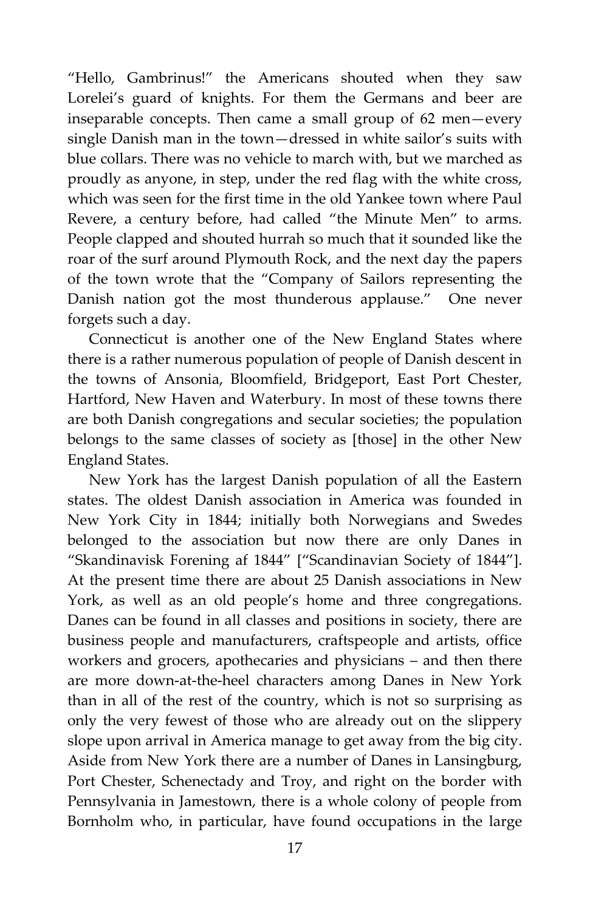"Hello, Gambrinus!" the Americans shouted when they saw Lorelei's guard of knights. For them the Germans and beer are inseparable concepts. Then came a small group of 62 men—every single Danish man in the town—dressed in white sailor's suits with blue collars. There was no vehicle to march with, but we marched as proudly as anyone, in step, under the red flag with the white cross, which was seen for the first time in the old Yankee town where Paul Revere, a century before, had called "the Minute Men" to arms. People clapped and shouted hurrah so much that it sounded like the roar of the surf around Plymouth Rock, and the next day the papers of the town wrote that the "Company of Sailors representing the Danish nation got the most thunderous applause." One never forgets such a day.

Connecticut is another one of the New England States where there is a rather numerous population of people of Danish descent in the towns of Ansonia, Bloomfield, Bridgeport, East Port Chester, Hartford, New Haven and Waterbury. In most of these towns there are both Danish congregations and secular societies; the population belongs to the same classes of society as [those] in the other New England States.

New York has the largest Danish population of all the Eastern states. The oldest Danish association in America was founded in New York City in 1844; initially both Norwegians and Swedes belonged to the association but now there are only Danes in "Skandinavisk Forening af 1844" ["Scandinavian Society of 1844"]. At the present time there are about 25 Danish associations in New York, as well as an old people's home and three congregations. Danes can be found in all classes and positions in society, there are business people and manufacturers, craftspeople and artists, office workers and grocers, apothecaries and physicians – and then there are more down-at-the-heel characters among Danes in New York than in all of the rest of the country, which is not so surprising as only the very fewest of those who are already out on the slippery slope upon arrival in America manage to get away from the big city. Aside from New York there are a number of Danes in Lansingburg, Port Chester, Schenectady and Troy, and right on the border with Pennsylvania in Jamestown, there is a whole colony of people from Bornholm who, in particular, have found occupations in the large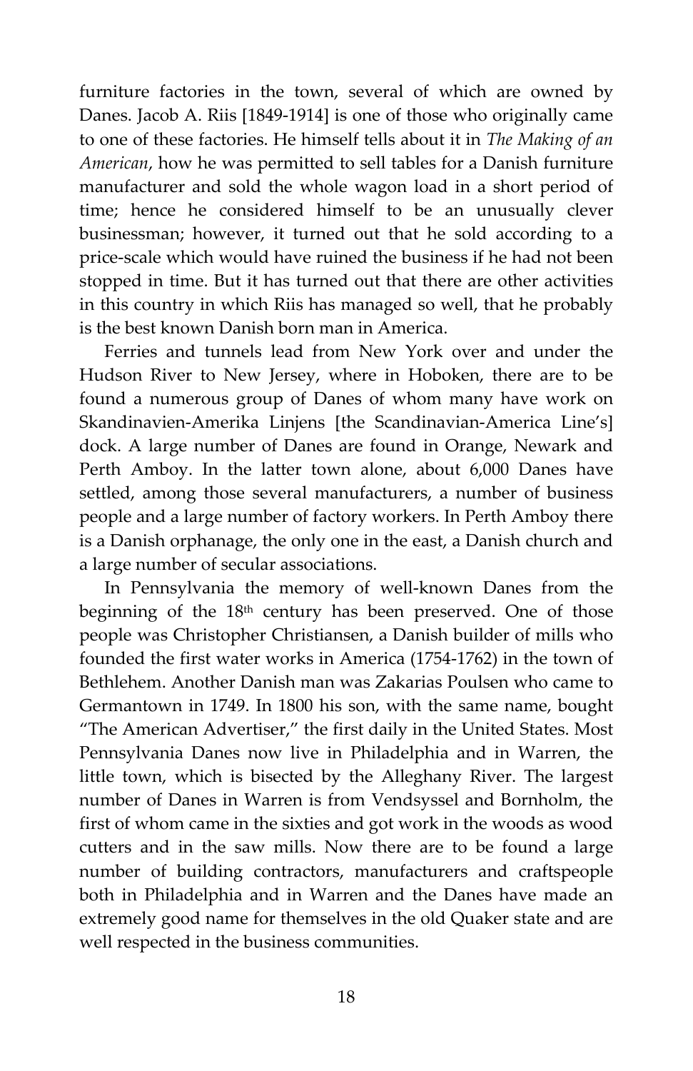furniture factories in the town, several of which are owned by Danes. Jacob A. Riis [1849-1914] is one of those who originally came to one of these factories. He himself tells about it in *The Making of an American*, how he was permitted to sell tables for a Danish furniture manufacturer and sold the whole wagon load in a short period of time; hence he considered himself to be an unusually clever businessman; however, it turned out that he sold according to a price-scale which would have ruined the business if he had not been stopped in time. But it has turned out that there are other activities in this country in which Riis has managed so well, that he probably is the best known Danish born man in America.

Ferries and tunnels lead from New York over and under the Hudson River to New Jersey, where in Hoboken, there are to be found a numerous group of Danes of whom many have work on Skandinavien-Amerika Linjens [the Scandinavian-America Line's] dock. A large number of Danes are found in Orange, Newark and Perth Amboy. In the latter town alone, about 6,000 Danes have settled, among those several manufacturers, a number of business people and a large number of factory workers. In Perth Amboy there is a Danish orphanage, the only one in the east, a Danish church and a large number of secular associations.

In Pennsylvania the memory of well-known Danes from the beginning of the 18th century has been preserved. One of those people was Christopher Christiansen, a Danish builder of mills who founded the first water works in America (1754-1762) in the town of Bethlehem. Another Danish man was Zakarias Poulsen who came to Germantown in 1749. In 1800 his son, with the same name, bought "The American Advertiser," the first daily in the United States. Most Pennsylvania Danes now live in Philadelphia and in Warren, the little town, which is bisected by the Alleghany River. The largest number of Danes in Warren is from Vendsyssel and Bornholm, the first of whom came in the sixties and got work in the woods as wood cutters and in the saw mills. Now there are to be found a large number of building contractors, manufacturers and craftspeople both in Philadelphia and in Warren and the Danes have made an extremely good name for themselves in the old Quaker state and are well respected in the business communities.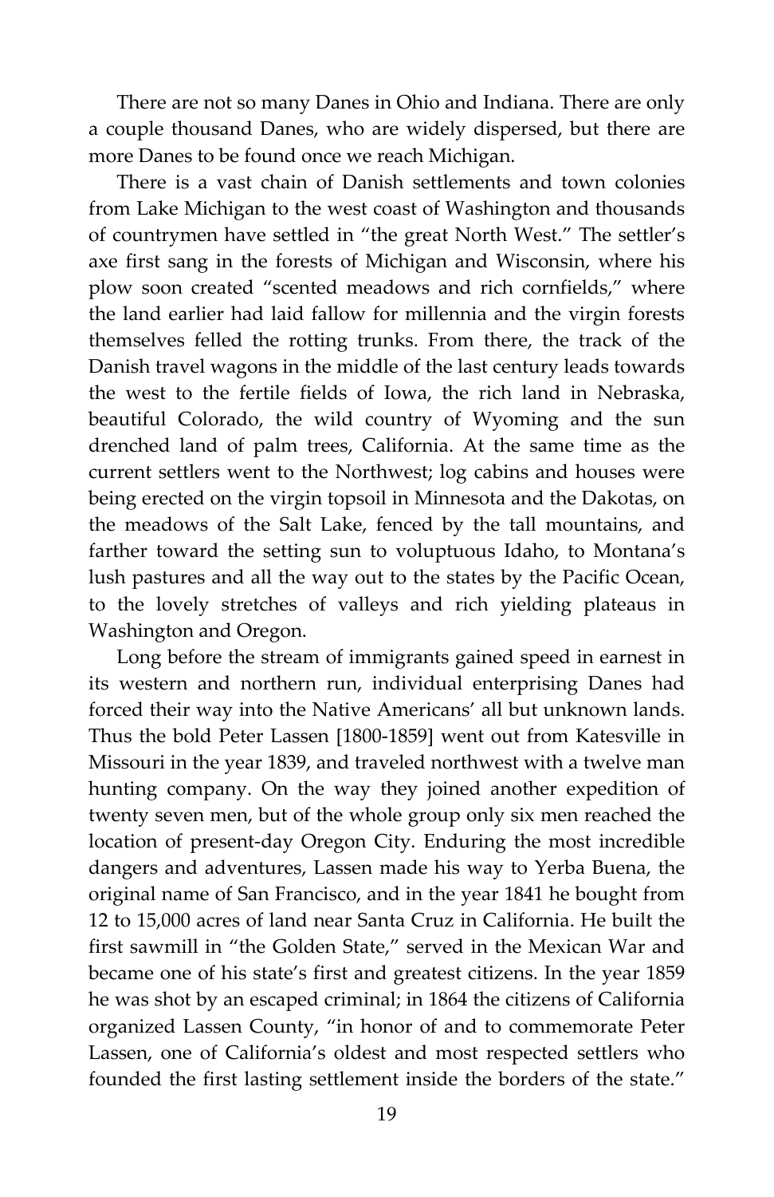There are not so many Danes in Ohio and Indiana. There are only a couple thousand Danes, who are widely dispersed, but there are more Danes to be found once we reach Michigan.

There is a vast chain of Danish settlements and town colonies from Lake Michigan to the west coast of Washington and thousands of countrymen have settled in "the great North West." The settler's axe first sang in the forests of Michigan and Wisconsin, where his plow soon created "scented meadows and rich cornfields," where the land earlier had laid fallow for millennia and the virgin forests themselves felled the rotting trunks. From there, the track of the Danish travel wagons in the middle of the last century leads towards the west to the fertile fields of Iowa, the rich land in Nebraska, beautiful Colorado, the wild country of Wyoming and the sun drenched land of palm trees, California. At the same time as the current settlers went to the Northwest; log cabins and houses were being erected on the virgin topsoil in Minnesota and the Dakotas, on the meadows of the Salt Lake, fenced by the tall mountains, and farther toward the setting sun to voluptuous Idaho, to Montana's lush pastures and all the way out to the states by the Pacific Ocean, to the lovely stretches of valleys and rich yielding plateaus in Washington and Oregon.

Long before the stream of immigrants gained speed in earnest in its western and northern run, individual enterprising Danes had forced their way into the Native Americans' all but unknown lands. Thus the bold Peter Lassen [1800-1859] went out from Katesville in Missouri in the year 1839, and traveled northwest with a twelve man hunting company. On the way they joined another expedition of twenty seven men, but of the whole group only six men reached the location of present-day Oregon City. Enduring the most incredible dangers and adventures, Lassen made his way to Yerba Buena, the original name of San Francisco, and in the year 1841 he bought from 12 to 15,000 acres of land near Santa Cruz in California. He built the first sawmill in "the Golden State," served in the Mexican War and became one of his state's first and greatest citizens. In the year 1859 he was shot by an escaped criminal; in 1864 the citizens of California organized Lassen County, "in honor of and to commemorate Peter Lassen, one of California's oldest and most respected settlers who founded the first lasting settlement inside the borders of the state."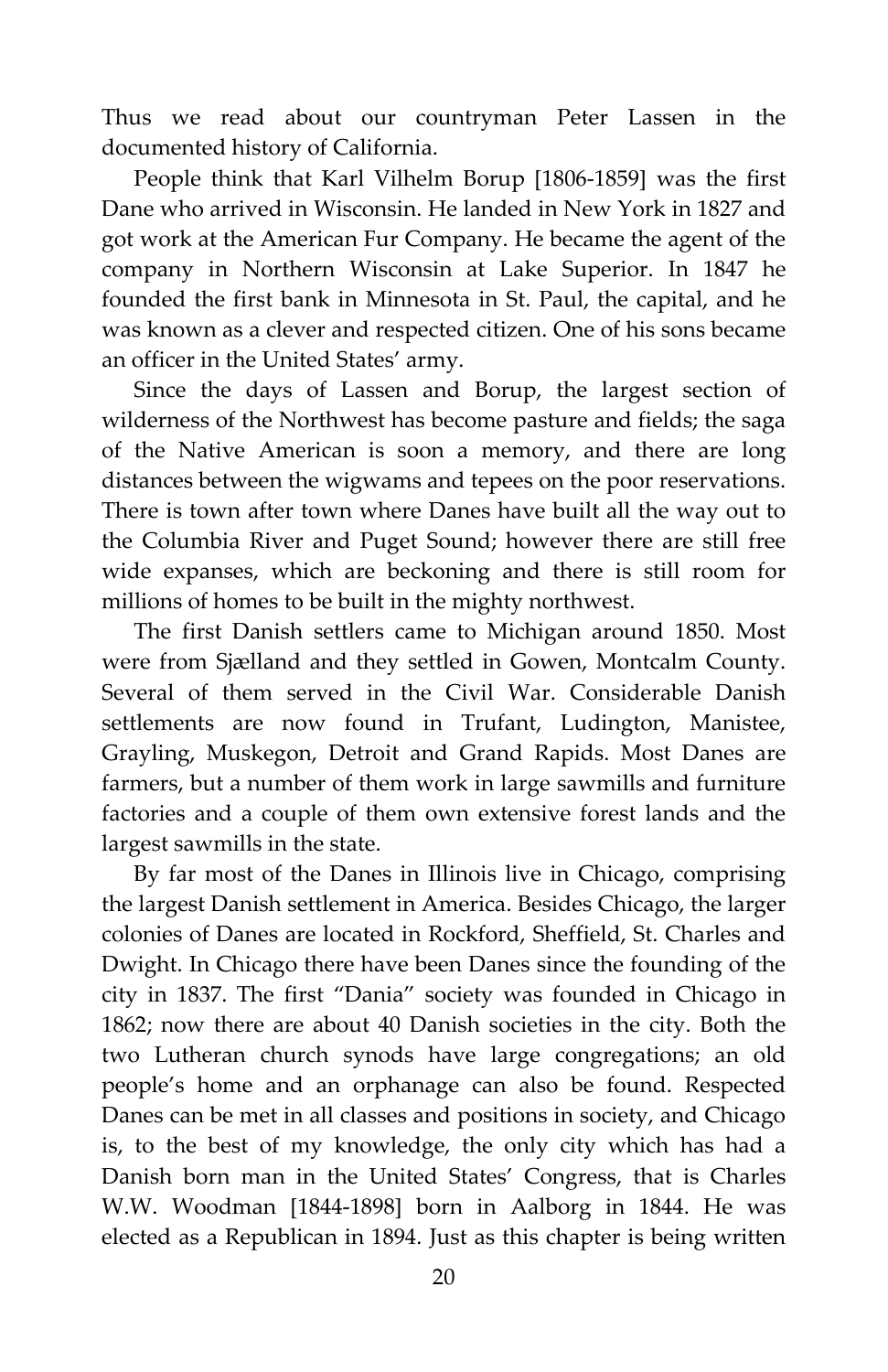Thus we read about our countryman Peter Lassen in the documented history of California.

People think that Karl Vilhelm Borup [1806-1859] was the first Dane who arrived in Wisconsin. He landed in New York in 1827 and got work at the American Fur Company. He became the agent of the company in Northern Wisconsin at Lake Superior. In 1847 he founded the first bank in Minnesota in St. Paul, the capital, and he was known as a clever and respected citizen. One of his sons became an officer in the United States' army.

Since the days of Lassen and Borup, the largest section of wilderness of the Northwest has become pasture and fields; the saga of the Native American is soon a memory, and there are long distances between the wigwams and tepees on the poor reservations. There is town after town where Danes have built all the way out to the Columbia River and Puget Sound; however there are still free wide expanses, which are beckoning and there is still room for millions of homes to be built in the mighty northwest.

The first Danish settlers came to Michigan around 1850. Most were from Sjælland and they settled in Gowen, Montcalm County. Several of them served in the Civil War. Considerable Danish settlements are now found in Trufant, Ludington, Manistee, Grayling, Muskegon, Detroit and Grand Rapids. Most Danes are farmers, but a number of them work in large sawmills and furniture factories and a couple of them own extensive forest lands and the largest sawmills in the state.

By far most of the Danes in Illinois live in Chicago, comprising the largest Danish settlement in America. Besides Chicago, the larger colonies of Danes are located in Rockford, Sheffield, St. Charles and Dwight. In Chicago there have been Danes since the founding of the city in 1837. The first "Dania" society was founded in Chicago in 1862; now there are about 40 Danish societies in the city. Both the two Lutheran church synods have large congregations; an old people's home and an orphanage can also be found. Respected Danes can be met in all classes and positions in society, and Chicago is, to the best of my knowledge, the only city which has had a Danish born man in the United States' Congress, that is Charles W.W. Woodman [1844-1898] born in Aalborg in 1844. He was elected as a Republican in 1894. Just as this chapter is being written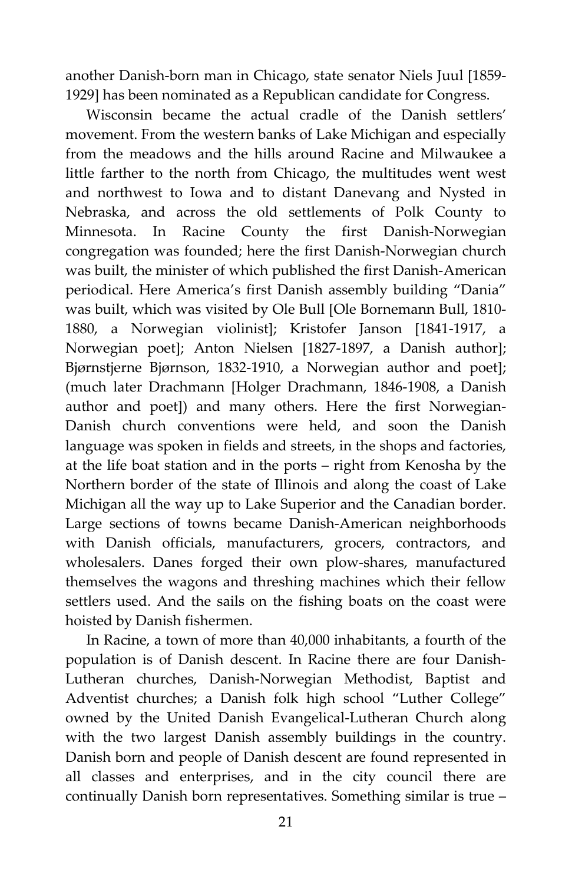another Danish-born man in Chicago, state senator Niels Juul [1859-1929] has been nominated as a Republican candidate for Congress.

Wisconsin became the actual cradle of the Danish settlers' movement. From the western banks of Lake Michigan and especially from the meadows and the hills around Racine and Milwaukee a little farther to the north from Chicago, the multitudes went west and northwest to Iowa and to distant Danevang and Nysted in Nebraska, and across the old settlements of Polk County to Minnesota. In Racine County the first Danish-Norwegian congregation was founded; here the first Danish-Norwegian church was built, the minister of which published the first Danish-American periodical. Here America's first Danish assembly building "Dania" was built, which was visited by Ole Bull [Ole Bornemann Bull, 1810-1880, a Norwegian violinist]; Kristofer Janson [1841-1917, a Norwegian poet]; Anton Nielsen [1827-1897, a Danish author]; Bjørnstjerne Bjørnson, 1832-1910, a Norwegian author and poet]; (much later Drachmann [Holger Drachmann, 1846-1908, a Danish author and poet]) and many others. Here the first Norwegian-Danish church conventions were held, and soon the Danish language was spoken in fields and streets, in the shops and factories, at the life boat station and in the ports – right from Kenosha by the Northern border of the state of Illinois and along the coast of Lake Michigan all the way up to Lake Superior and the Canadian border. Large sections of towns became Danish-American neighborhoods with Danish officials, manufacturers, grocers, contractors, and wholesalers. Danes forged their own plow-shares, manufactured themselves the wagons and threshing machines which their fellow settlers used. And the sails on the fishing boats on the coast were hoisted by Danish fishermen.

In Racine, a town of more than 40,000 inhabitants, a fourth of the population is of Danish descent. In Racine there are four Danish-Lutheran churches, Danish-Norwegian Methodist, Baptist and Adventist churches; a Danish folk high school "Luther College" owned by the United Danish Evangelical-Lutheran Church along with the two largest Danish assembly buildings in the country. Danish born and people of Danish descent are found represented in all classes and enterprises, and in the city council there are continually Danish born representatives. Something similar is true –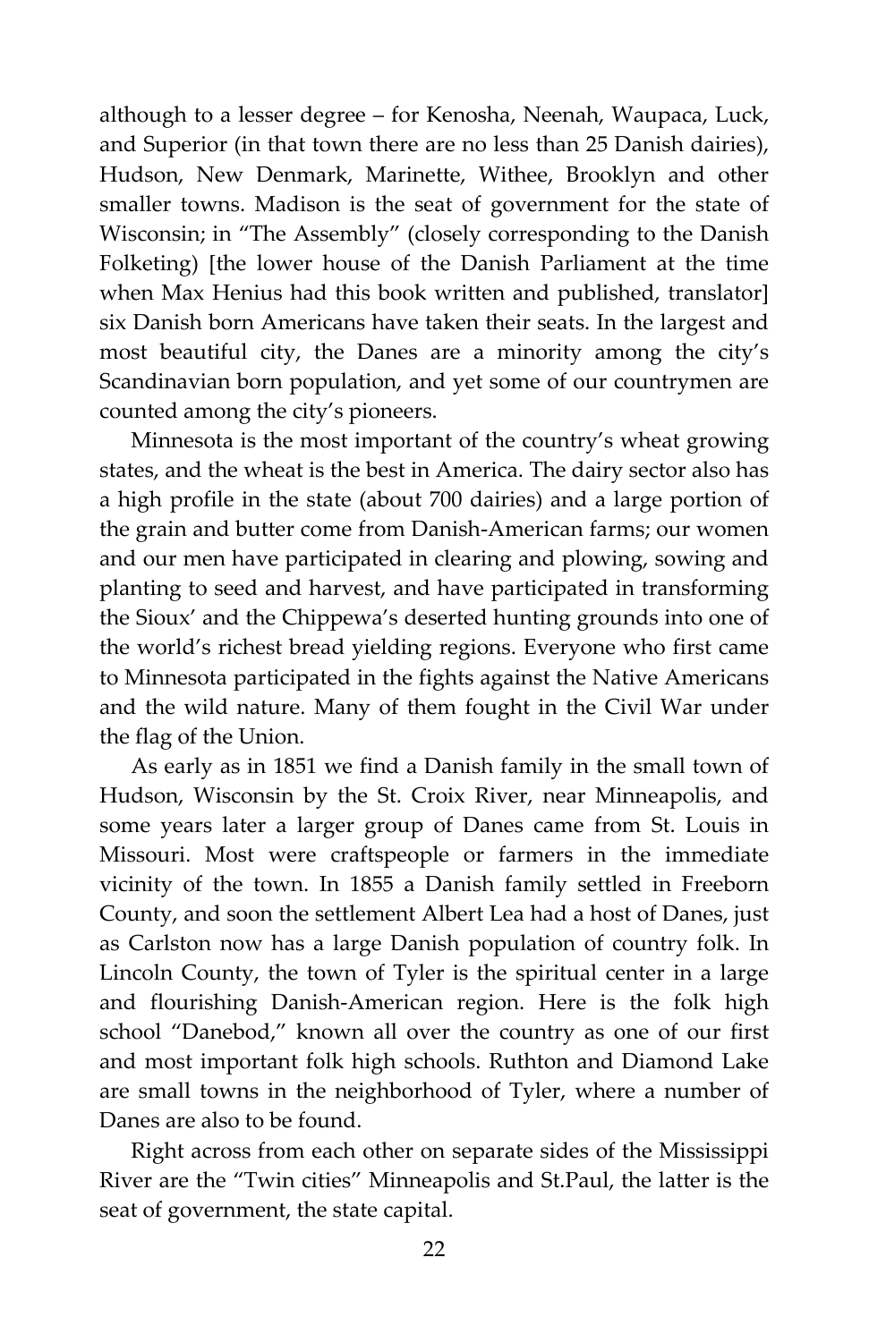although to a lesser degree – for Kenosha, Neenah, Waupaca, Luck, and Superior (in that town there are no less than 25 Danish dairies), Hudson, New Denmark, Marinette, Withee, Brooklyn and other smaller towns. Madison is the seat of government for the state of Wisconsin; in "The Assembly" (closely corresponding to the Danish Folketing) [the lower house of the Danish Parliament at the time when Max Henius had this book written and published, translator] six Danish born Americans have taken their seats. In the largest and most beautiful city, the Danes are a minority among the city's Scandinavian born population, and yet some of our countrymen are counted among the city's pioneers.

Minnesota is the most important of the country's wheat growing states, and the wheat is the best in America. The dairy sector also has a high profile in the state (about 700 dairies) and a large portion of the grain and butter come from Danish-American farms; our women and our men have participated in clearing and plowing, sowing and planting to seed and harvest, and have participated in transforming the Sioux' and the Chippewa's deserted hunting grounds into one of the world's richest bread yielding regions. Everyone who first came to Minnesota participated in the fights against the Native Americans and the wild nature. Many of them fought in the Civil War under the flag of the Union.

As early as in 1851 we find a Danish family in the small town of Hudson, Wisconsin by the St. Croix River, near Minneapolis, and some years later a larger group of Danes came from St. Louis in Missouri. Most were craftspeople or farmers in the immediate vicinity of the town. In 1855 a Danish family settled in Freeborn County, and soon the settlement Albert Lea had a host of Danes, just as Carlston now has a large Danish population of country folk. In Lincoln County, the town of Tyler is the spiritual center in a large and flourishing Danish-American region. Here is the folk high school "Danebod," known all over the country as one of our first and most important folk high schools. Ruthton and Diamond Lake are small towns in the neighborhood of Tyler, where a number of Danes are also to be found.

Right across from each other on separate sides of the Mississippi River are the "Twin cities" Minneapolis and St.Paul, the latter is the seat of government, the state capital.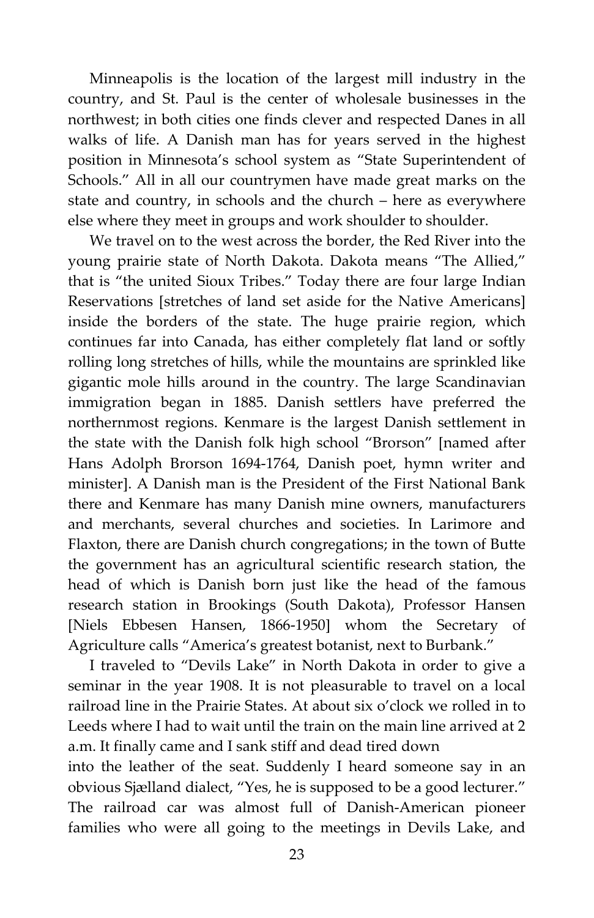Minneapolis is the location of the largest mill industry in the country, and St. Paul is the center of wholesale businesses in the northwest; in both cities one finds clever and respected Danes in all walks of life. A Danish man has for years served in the highest position in Minnesota's school system as "State Superintendent of Schools." All in all our countrymen have made great marks on the state and country, in schools and the church – here as everywhere else where they meet in groups and work shoulder to shoulder.

We travel on to the west across the border, the Red River into the young prairie state of North Dakota. Dakota means "The Allied," that is "the united Sioux Tribes." Today there are four large Indian Reservations [stretches of land set aside for the Native Americans] inside the borders of the state. The huge prairie region, which continues far into Canada, has either completely flat land or softly rolling long stretches of hills, while the mountains are sprinkled like gigantic mole hills around in the country. The large Scandinavian immigration began in 1885. Danish settlers have preferred the northernmost regions. Kenmare is the largest Danish settlement in the state with the Danish folk high school "Brorson" [named after Hans Adolph Brorson 1694-1764, Danish poet, hymn writer and minister]. A Danish man is the President of the First National Bank there and Kenmare has many Danish mine owners, manufacturers and merchants, several churches and societies. In Larimore and Flaxton, there are Danish church congregations; in the town of Butte the government has an agricultural scientific research station, the head of which is Danish born just like the head of the famous research station in Brookings (South Dakota), Professor Hansen [Niels Ebbesen Hansen, 1866-1950] whom the Secretary of Agriculture calls "America's greatest botanist, next to Burbank."

I traveled to "Devils Lake" in North Dakota in order to give a seminar in the year 1908. It is not pleasurable to travel on a local railroad line in the Prairie States. At about six o'clock we rolled in to Leeds where I had to wait until the train on the main line arrived at 2 a.m. It finally came and I sank stiff and dead tired down into the leather of the seat. Suddenly I heard someone say in an obvious Sjælland dialect, "Yes, he is supposed to be a good lecturer." The railroad car was almost full of Danish-American pioneer families who were all going to the meetings in Devils Lake, and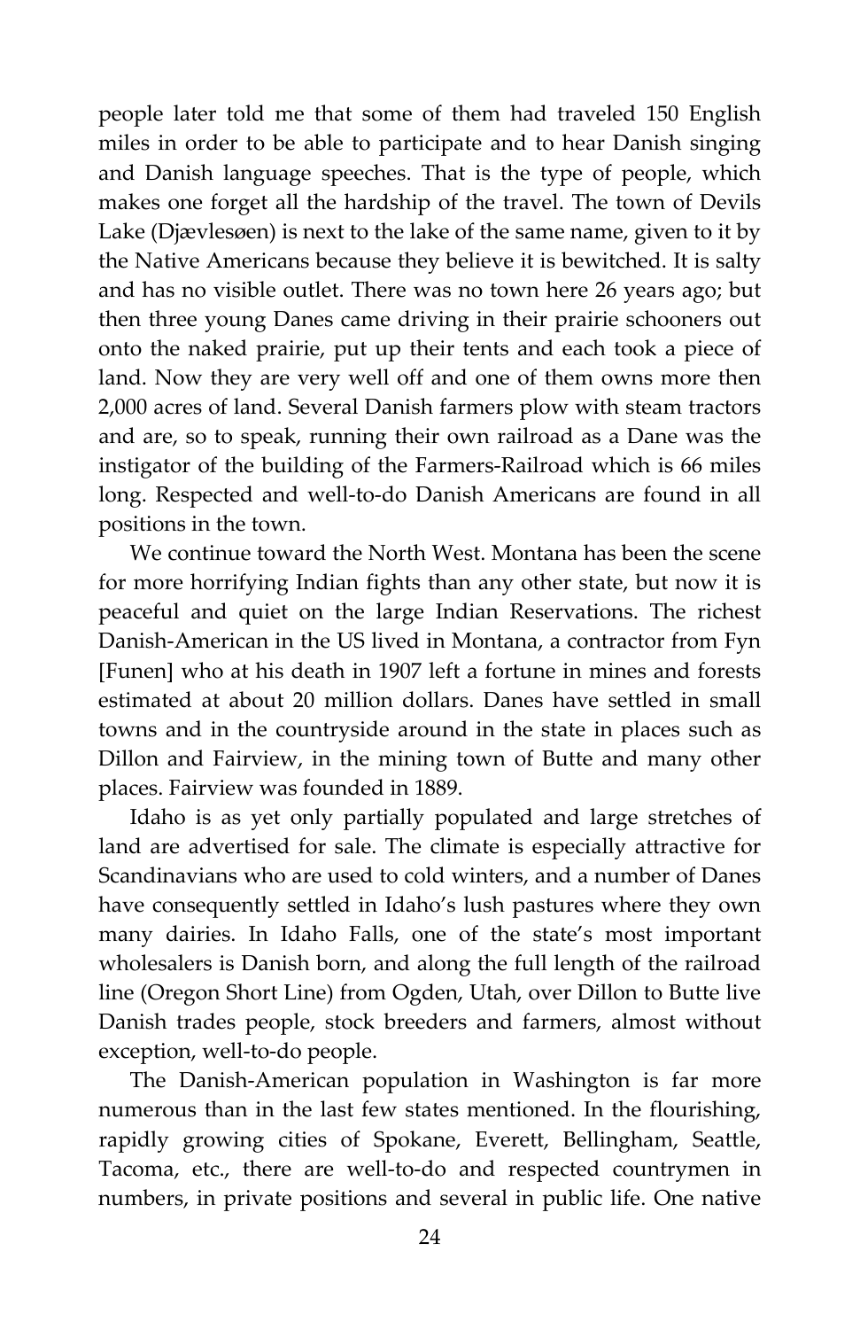people later told me that some of them had traveled 150 English miles in order to be able to participate and to hear Danish singing and Danish language speeches. That is the type of people, which makes one forget all the hardship of the travel. The town of Devils Lake (Djævlesøen) is next to the lake of the same name, given to it by the Native Americans because they believe it is bewitched. It is salty and has no visible outlet. There was no town here 26 years ago; but then three young Danes came driving in their prairie schooners out onto the naked prairie, put up their tents and each took a piece of land. Now they are very well off and one of them owns more then 2,000 acres of land. Several Danish farmers plow with steam tractors and are, so to speak, running their own railroad as a Dane was the instigator of the building of the Farmers-Railroad which is 66 miles long. Respected and well-to-do Danish Americans are found in all positions in the town.

We continue toward the North West. Montana has been the scene for more horrifying Indian fights than any other state, but now it is peaceful and quiet on the large Indian Reservations. The richest Danish-American in the US lived in Montana, a contractor from Fyn [Funen] who at his death in 1907 left a fortune in mines and forests estimated at about 20 million dollars. Danes have settled in small towns and in the countryside around in the state in places such as Dillon and Fairview, in the mining town of Butte and many other places. Fairview was founded in 1889.

Idaho is as yet only partially populated and large stretches of land are advertised for sale. The climate is especially attractive for Scandinavians who are used to cold winters, and a number of Danes have consequently settled in Idaho's lush pastures where they own many dairies. In Idaho Falls, one of the state's most important wholesalers is Danish born, and along the full length of the railroad line (Oregon Short Line) from Ogden, Utah, over Dillon to Butte live Danish trades people, stock breeders and farmers, almost without exception, well-to-do people.

The Danish-American population in Washington is far more numerous than in the last few states mentioned. In the flourishing, rapidly growing cities of Spokane, Everett, Bellingham, Seattle, Tacoma, etc., there are well-to-do and respected countrymen in numbers, in private positions and several in public life. One native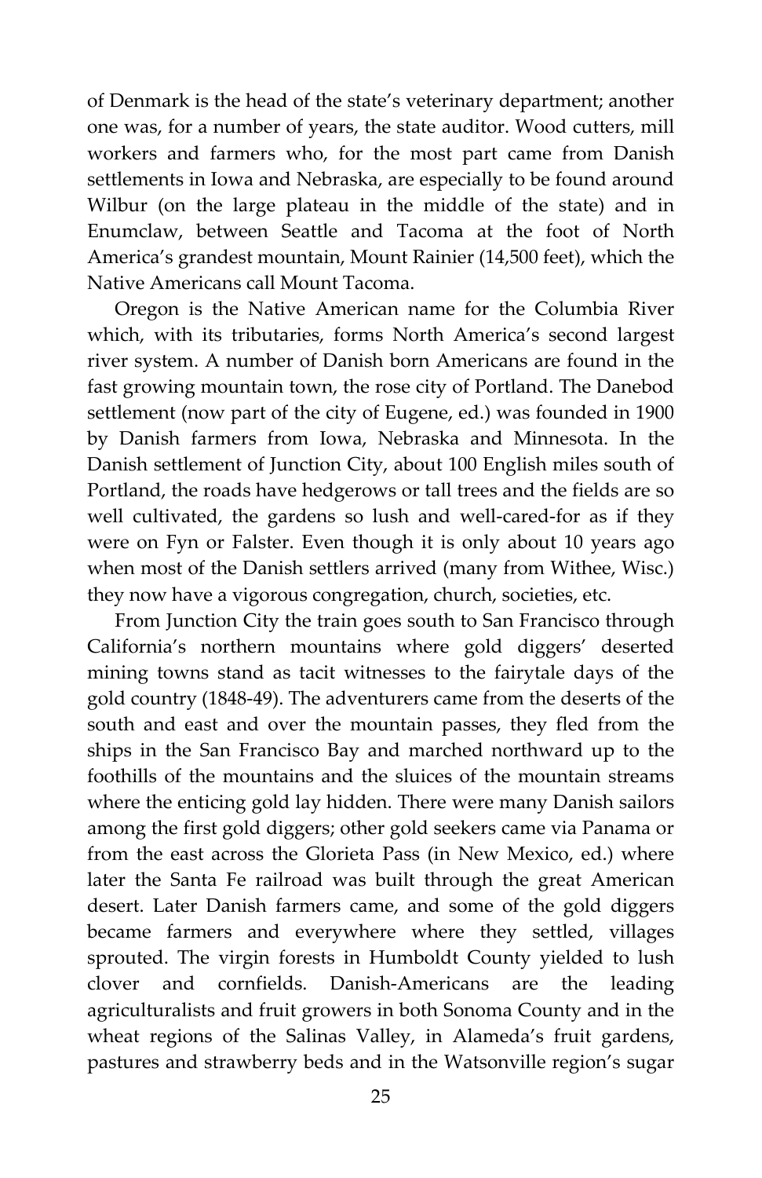of Denmark is the head of the state's veterinary department; another one was, for a number of years, the state auditor. Wood cutters, mill workers and farmers who, for the most part came from Danish settlements in Iowa and Nebraska, are especially to be found around Wilbur (on the large plateau in the middle of the state) and in Enumclaw, between Seattle and Tacoma at the foot of North America's grandest mountain, Mount Rainier (14,500 feet), which the Native Americans call Mount Tacoma.

Oregon is the Native American name for the Columbia River which, with its tributaries, forms North America's second largest river system. A number of Danish born Americans are found in the fast growing mountain town, the rose city of Portland. The Danebod settlement (now part of the city of Eugene, ed.) was founded in 1900 by Danish farmers from Iowa, Nebraska and Minnesota. In the Danish settlement of Junction City, about 100 English miles south of Portland, the roads have hedgerows or tall trees and the fields are so well cultivated, the gardens so lush and well-cared-for as if they were on Fyn or Falster. Even though it is only about 10 years ago when most of the Danish settlers arrived (many from Withee, Wisc.) they now have a vigorous congregation, church, societies, etc.

From Junction City the train goes south to San Francisco through California's northern mountains where gold diggers' deserted mining towns stand as tacit witnesses to the fairytale days of the gold country (1848-49). The adventurers came from the deserts of the south and east and over the mountain passes, they fled from the ships in the San Francisco Bay and marched northward up to the foothills of the mountains and the sluices of the mountain streams where the enticing gold lay hidden. There were many Danish sailors among the first gold diggers; other gold seekers came via Panama or from the east across the Glorieta Pass (in New Mexico, ed.) where later the Santa Fe railroad was built through the great American desert. Later Danish farmers came, and some of the gold diggers became farmers and everywhere where they settled, villages sprouted. The virgin forests in Humboldt County yielded to lush clover and cornfields. Danish-Americans are the leading agriculturalists and fruit growers in both Sonoma County and in the wheat regions of the Salinas Valley, in Alameda's fruit gardens, pastures and strawberry beds and in the Watsonville region's sugar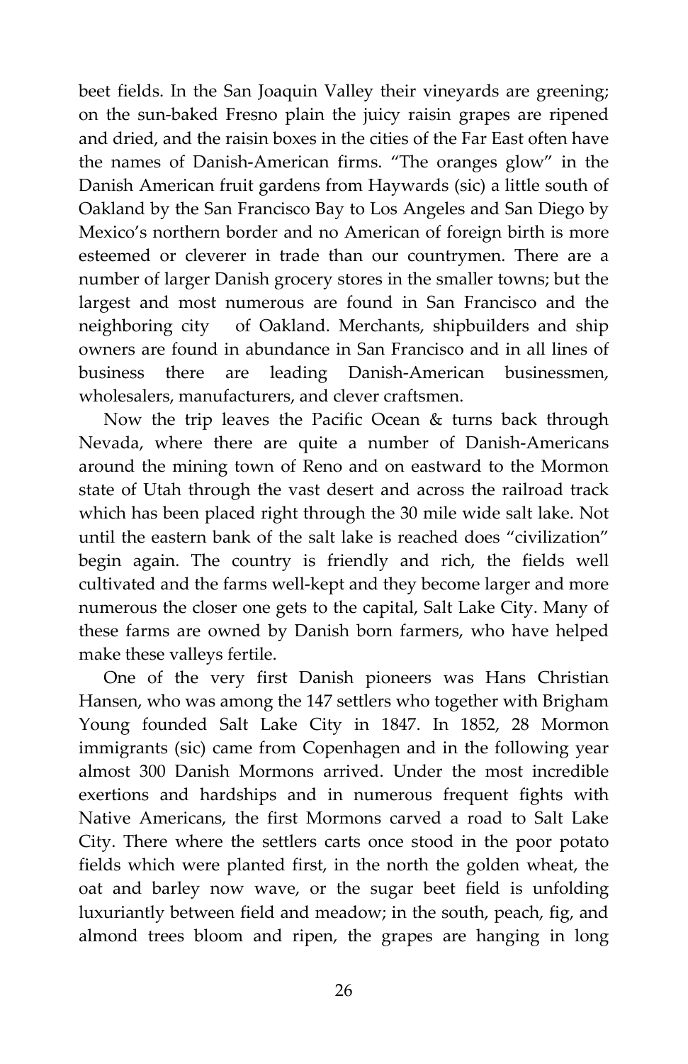beet fields. In the San Joaquin Valley their vineyards are greening; on the sun-baked Fresno plain the juicy raisin grapes are ripened and dried, and the raisin boxes in the cities of the Far East often have the names of Danish-American firms. "The oranges glow" in the Danish American fruit gardens from Haywards (sic) a little south of Oakland by the San Francisco Bay to Los Angeles and San Diego by Mexico's northern border and no American of foreign birth is more esteemed or cleverer in trade than our countrymen. There are a number of larger Danish grocery stores in the smaller towns; but the largest and most numerous are found in San Francisco and the neighboring city of Oakland. Merchants, shipbuilders and ship owners are found in abundance in San Francisco and in all lines of business there are leading Danish-American businessmen, wholesalers, manufacturers, and clever craftsmen.

Now the trip leaves the Pacific Ocean & turns back through Nevada, where there are quite a number of Danish-Americans around the mining town of Reno and on eastward to the Mormon state of Utah through the vast desert and across the railroad track which has been placed right through the 30 mile wide salt lake. Not until the eastern bank of the salt lake is reached does "civilization" begin again. The country is friendly and rich, the fields well cultivated and the farms well-kept and they become larger and more numerous the closer one gets to the capital, Salt Lake City. Many of these farms are owned by Danish born farmers, who have helped make these valleys fertile.

One of the very first Danish pioneers was Hans Christian Hansen, who was among the 147 settlers who together with Brigham Young founded Salt Lake City in 1847. In 1852, 28 Mormon immigrants (sic) came from Copenhagen and in the following year almost 300 Danish Mormons arrived. Under the most incredible exertions and hardships and in numerous frequent fights with Native Americans, the first Mormons carved a road to Salt Lake City. There where the settlers carts once stood in the poor potato fields which were planted first, in the north the golden wheat, the oat and barley now wave, or the sugar beet field is unfolding luxuriantly between field and meadow; in the south, peach, fig, and almond trees bloom and ripen, the grapes are hanging in long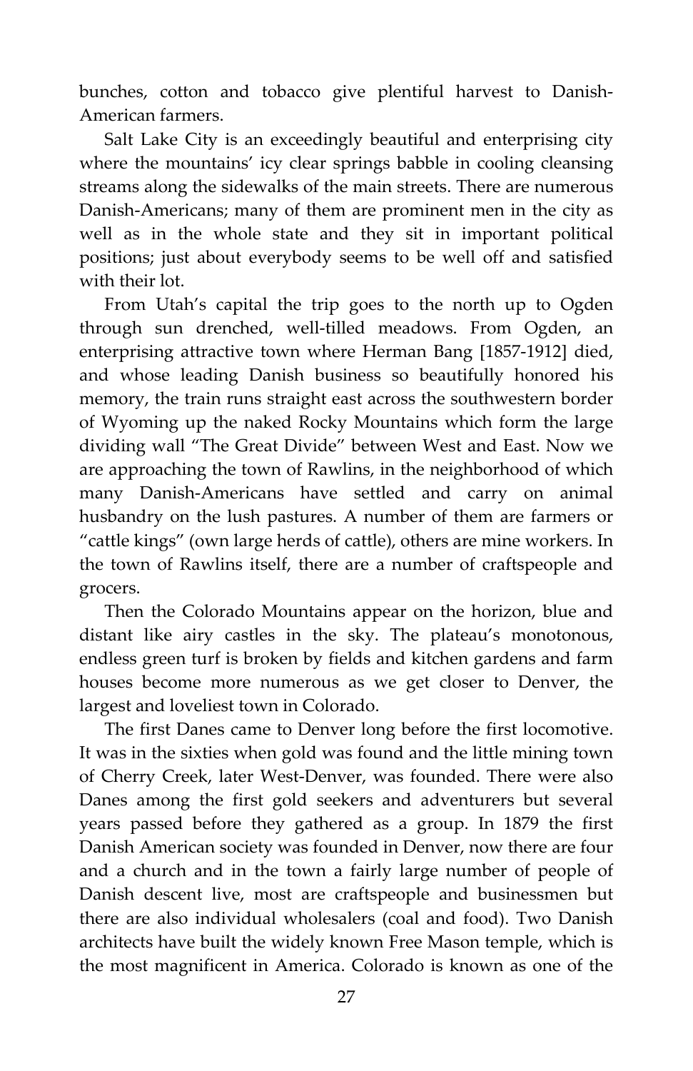bunches, cotton and tobacco give plentiful harvest to Danish-American farmers.

Salt Lake City is an exceedingly beautiful and enterprising city where the mountains' icy clear springs babble in cooling cleansing streams along the sidewalks of the main streets. There are numerous Danish-Americans; many of them are prominent men in the city as well as in the whole state and they sit in important political positions; just about everybody seems to be well off and satisfied with their lot.

From Utah's capital the trip goes to the north up to Ogden through sun drenched, well-tilled meadows. From Ogden, an enterprising attractive town where Herman Bang [1857-1912] died, and whose leading Danish business so beautifully honored his memory, the train runs straight east across the southwestern border of Wyoming up the naked Rocky Mountains which form the large dividing wall "The Great Divide" between West and East. Now we are approaching the town of Rawlins, in the neighborhood of which many Danish-Americans have settled and carry on animal husbandry on the lush pastures. A number of them are farmers or "cattle kings" (own large herds of cattle), others are mine workers. In the town of Rawlins itself, there are a number of craftspeople and grocers.

Then the Colorado Mountains appear on the horizon, blue and distant like airy castles in the sky. The plateau's monotonous, endless green turf is broken by fields and kitchen gardens and farm houses become more numerous as we get closer to Denver, the largest and loveliest town in Colorado.

The first Danes came to Denver long before the first locomotive. It was in the sixties when gold was found and the little mining town of Cherry Creek, later West-Denver, was founded. There were also Danes among the first gold seekers and adventurers but several years passed before they gathered as a group. In 1879 the first Danish American society was founded in Denver, now there are four and a church and in the town a fairly large number of people of Danish descent live, most are craftspeople and businessmen but there are also individual wholesalers (coal and food). Two Danish architects have built the widely known Free Mason temple, which is the most magnificent in America. Colorado is known as one of the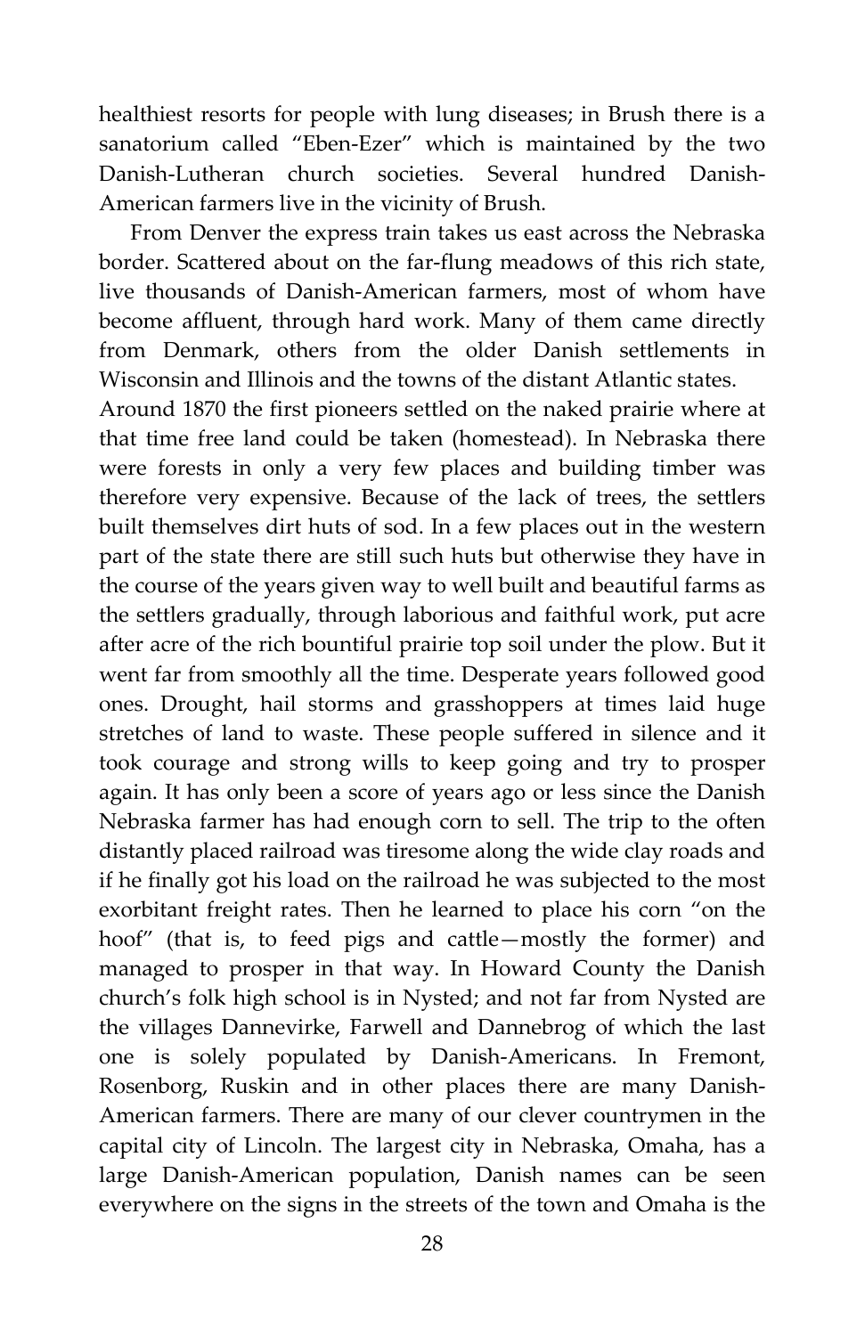healthiest resorts for people with lung diseases; in Brush there is a sanatorium called "Eben-Ezer" which is maintained by the two Danish-Lutheran church societies. Several hundred Danish-American farmers live in the vicinity of Brush.

From Denver the express train takes us east across the Nebraska border. Scattered about on the far-flung meadows of this rich state, live thousands of Danish-American farmers, most of whom have become affluent, through hard work. Many of them came directly from Denmark, others from the older Danish settlements in Wisconsin and Illinois and the towns of the distant Atlantic states.

Around 1870 the first pioneers settled on the naked prairie where at that time free land could be taken (homestead). In Nebraska there were forests in only a very few places and building timber was therefore very expensive. Because of the lack of trees, the settlers built themselves dirt huts of sod. In a few places out in the western part of the state there are still such huts but otherwise they have in the course of the years given way to well built and beautiful farms as the settlers gradually, through laborious and faithful work, put acre after acre of the rich bountiful prairie top soil under the plow. But it went far from smoothly all the time. Desperate years followed good ones. Drought, hail storms and grasshoppers at times laid huge stretches of land to waste. These people suffered in silence and it took courage and strong wills to keep going and try to prosper again. It has only been a score of years ago or less since the Danish Nebraska farmer has had enough corn to sell. The trip to the often distantly placed railroad was tiresome along the wide clay roads and if he finally got his load on the railroad he was subjected to the most exorbitant freight rates. Then he learned to place his corn "on the hoof" (that is, to feed pigs and cattle—mostly the former) and managed to prosper in that way. In Howard County the Danish church's folk high school is in Nysted; and not far from Nysted are the villages Dannevirke, Farwell and Dannebrog of which the last one is solely populated by Danish-Americans. In Fremont, Rosenborg, Ruskin and in other places there are many Danish-American farmers. There are many of our clever countrymen in the capital city of Lincoln. The largest city in Nebraska, Omaha, has a large Danish-American population, Danish names can be seen everywhere on the signs in the streets of the town and Omaha is the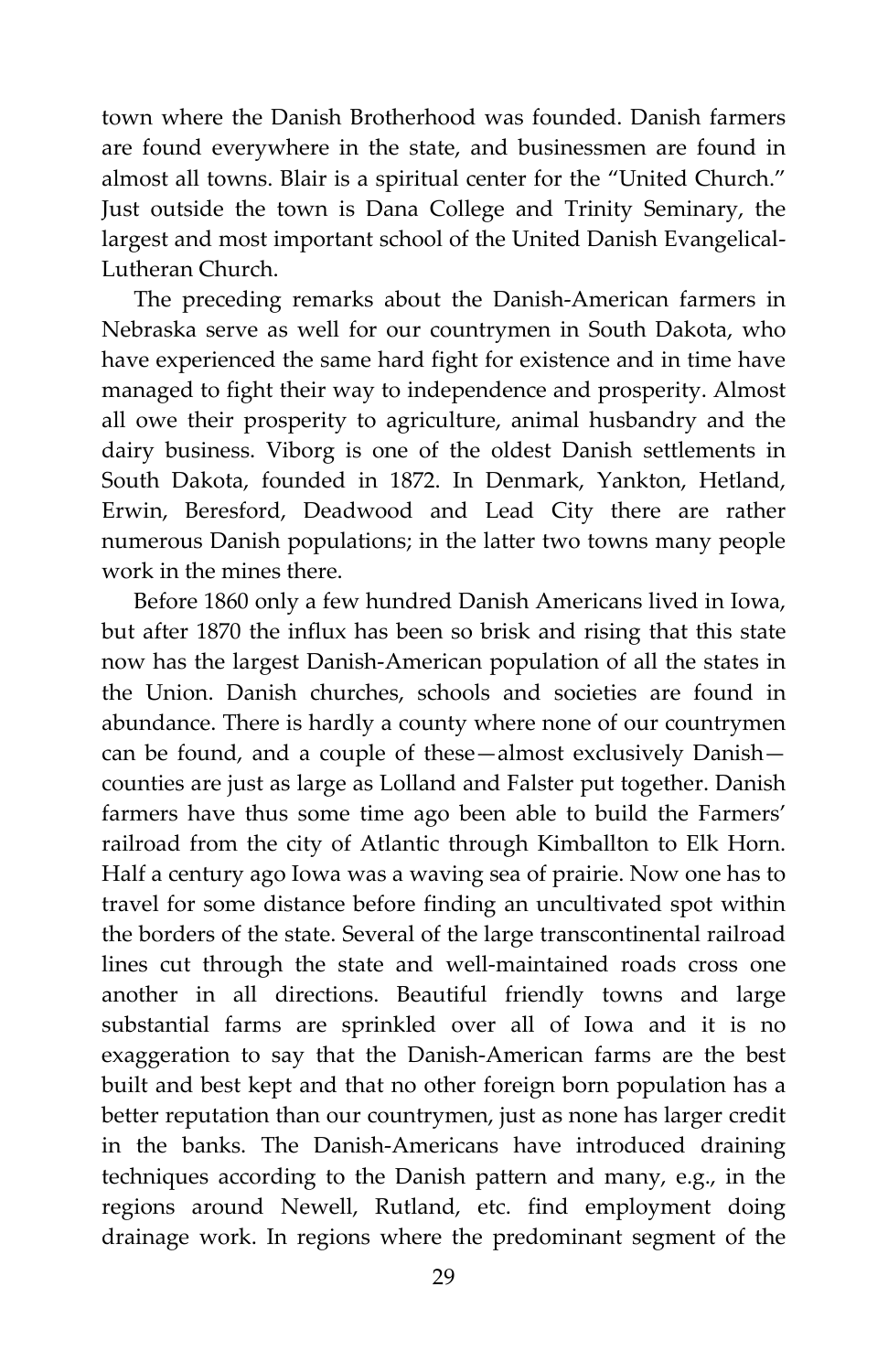town where the Danish Brotherhood was founded. Danish farmers are found everywhere in the state, and businessmen are found in almost all towns. Blair is a spiritual center for the "United Church." Just outside the town is Dana College and Trinity Seminary, the largest and most important school of the United Danish Evangelical-Lutheran Church.

The preceding remarks about the Danish-American farmers in Nebraska serve as well for our countrymen in South Dakota, who have experienced the same hard fight for existence and in time have managed to fight their way to independence and prosperity. Almost all owe their prosperity to agriculture, animal husbandry and the dairy business. Viborg is one of the oldest Danish settlements in South Dakota, founded in 1872. In Denmark, Yankton, Hetland, Erwin, Beresford, Deadwood and Lead City there are rather numerous Danish populations; in the latter two towns many people work in the mines there.

Before 1860 only a few hundred Danish Americans lived in Iowa, but after 1870 the influx has been so brisk and rising that this state now has the largest Danish-American population of all the states in the Union. Danish churches, schools and societies are found in abundance. There is hardly a county where none of our countrymen can be found, and a couple of these—almost exclusively Danish—counties are just as large as Lolland and Falster put together. Danish farmers have thus some time ago been able to build the Farmers' railroad from the city of Atlantic through Kimballton to Elk Horn. Half a century ago Iowa was a waving sea of prairie. Now one has to travel for some distance before finding an uncultivated spot within the borders of the state. Several of the large transcontinental railroad lines cut through the state and well-maintained roads cross one another in all directions. Beautiful friendly towns and large substantial farms are sprinkled over all of Iowa and it is no exaggeration to say that the Danish-American farms are the best built and best kept and that no other foreign born population has a better reputation than our countrymen, just as none has larger credit in the banks. The Danish-Americans have introduced draining techniques according to the Danish pattern and many, e.g., in the regions around Newell, Rutland, etc. find employment doing drainage work. In regions where the predominant segment of the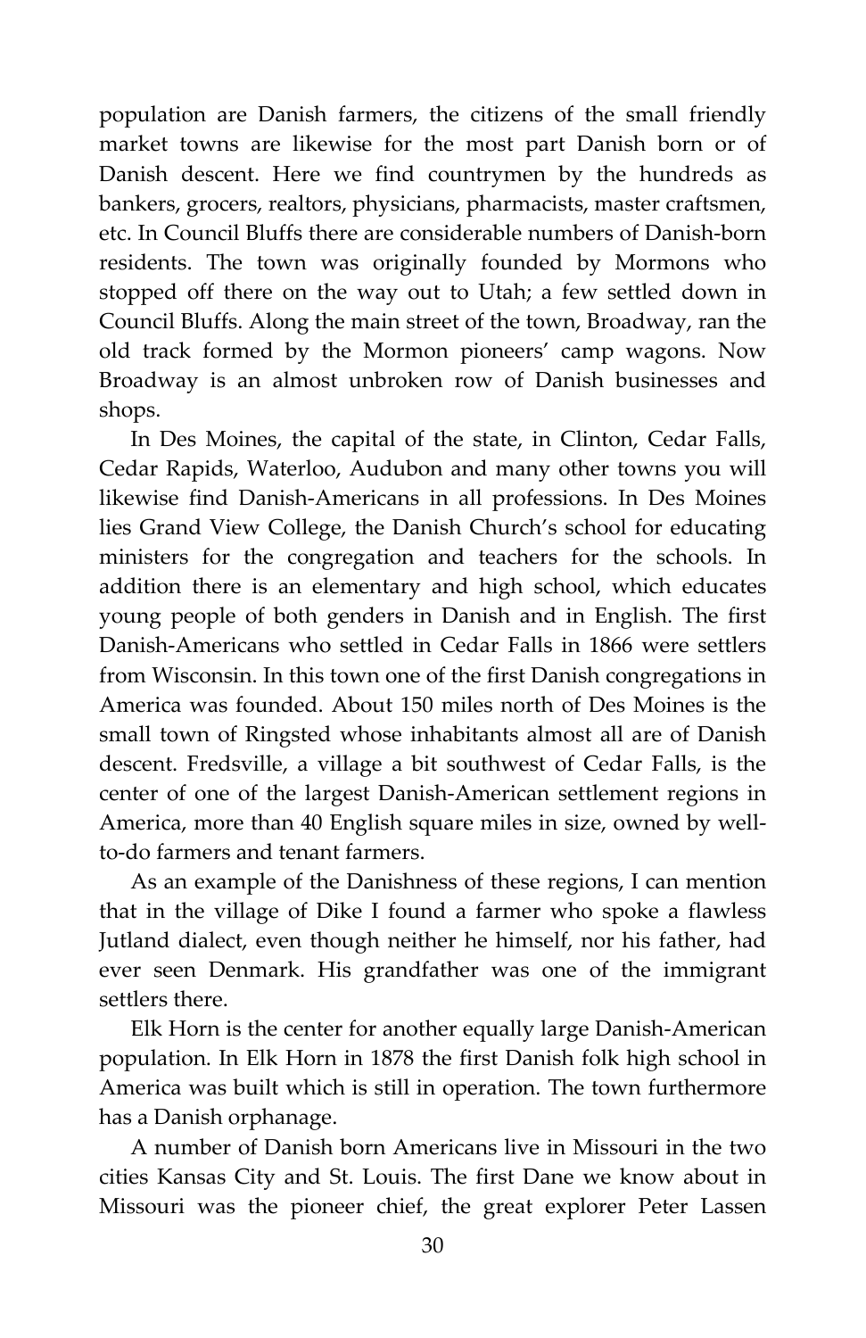population are Danish farmers, the citizens of the small friendly market towns are likewise for the most part Danish born or of Danish descent. Here we find countrymen by the hundreds as bankers, grocers, realtors, physicians, pharmacists, master craftsmen, etc. In Council Bluffs there are considerable numbers of Danish-born residents. The town was originally founded by Mormons who stopped off there on the way out to Utah; a few settled down in Council Bluffs. Along the main street of the town, Broadway, ran the old track formed by the Mormon pioneers' camp wagons. Now Broadway is an almost unbroken row of Danish businesses and shops.

In Des Moines, the capital of the state, in Clinton, Cedar Falls, Cedar Rapids, Waterloo, Audubon and many other towns you will likewise find Danish-Americans in all professions. In Des Moines lies Grand View College, the Danish Church's school for educating ministers for the congregation and teachers for the schools. In addition there is an elementary and high school, which educates young people of both genders in Danish and in English. The first Danish-Americans who settled in Cedar Falls in 1866 were settlers from Wisconsin. In this town one of the first Danish congregations in America was founded. About 150 miles north of Des Moines is the small town of Ringsted whose inhabitants almost all are of Danish descent. Fredsville, a village a bit southwest of Cedar Falls, is the center of one of the largest Danish-American settlement regions in America, more than 40 English square miles in size, owned by well-to-do farmers and tenant farmers.

As an example of the Danishness of these regions, I can mention that in the village of Dike I found a farmer who spoke a flawless Jutland dialect, even though neither he himself, nor his father, had ever seen Denmark. His grandfather was one of the immigrant settlers there.

Elk Horn is the center for another equally large Danish-American population. In Elk Horn in 1878 the first Danish folk high school in America was built which is still in operation. The town furthermore has a Danish orphanage.

A number of Danish born Americans live in Missouri in the two cities Kansas City and St. Louis. The first Dane we know about in Missouri was the pioneer chief, the great explorer Peter Lassen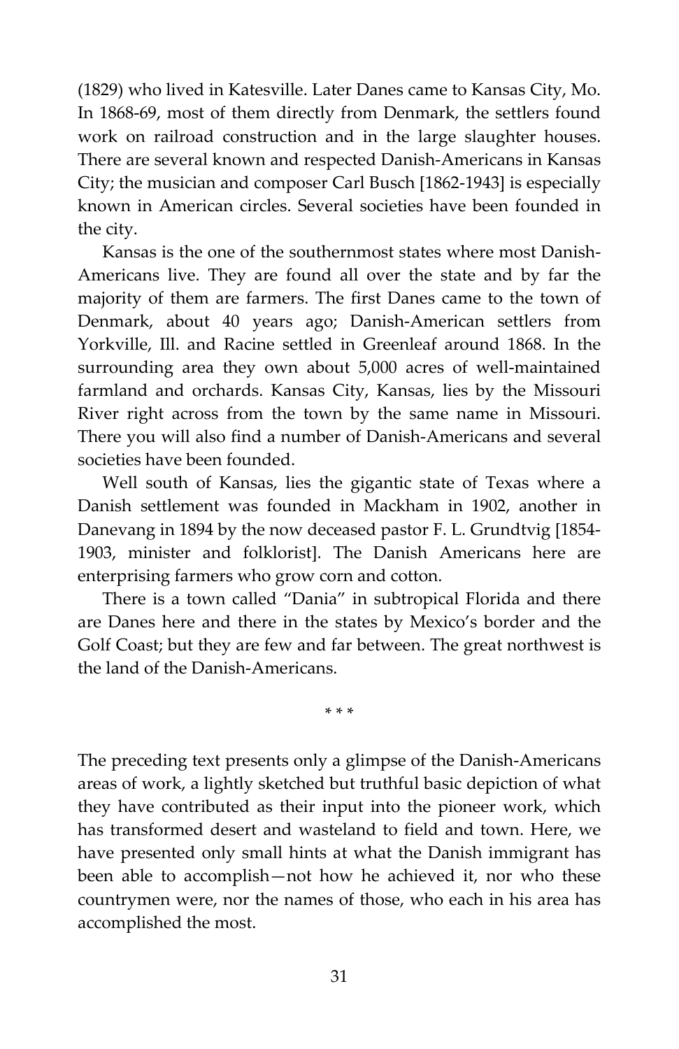(1829) who lived in Katesville. Later Danes came to Kansas City, Mo. In 1868-69, most of them directly from Denmark, the settlers found work on railroad construction and in the large slaughter houses. There are several known and respected Danish-Americans in Kansas City; the musician and composer Carl Busch [1862-1943] is especially known in American circles. Several societies have been founded in the city.

Kansas is the one of the southernmost states where most Danish-Americans live. They are found all over the state and by far the majority of them are farmers. The first Danes came to the town of Denmark, about 40 years ago; Danish-American settlers from Yorkville, Ill. and Racine settled in Greenleaf around 1868. In the surrounding area they own about 5,000 acres of well-maintained farmland and orchards. Kansas City, Kansas, lies by the Missouri River right across from the town by the same name in Missouri. There you will also find a number of Danish-Americans and several societies have been founded.

Well south of Kansas, lies the gigantic state of Texas where a Danish settlement was founded in Mackham in 1902, another in Danevang in 1894 by the now deceased pastor F. L. Grundtvig [1854-1903, minister and folklorist]. The Danish Americans here are enterprising farmers who grow corn and cotton.

There is a town called "Dania" in subtropical Florida and there are Danes here and there in the states by Mexico's border and the Golf Coast; but they are few and far between. The great northwest is the land of the Danish-Americans.

\* \* \*

The preceding text presents only a glimpse of the Danish-Americans areas of work, a lightly sketched but truthful basic depiction of what they have contributed as their input into the pioneer work, which has transformed desert and wasteland to field and town. Here, we have presented only small hints at what the Danish immigrant has been able to accomplish—not how he achieved it, nor who these countrymen were, nor the names of those, who each in his area has accomplished the most.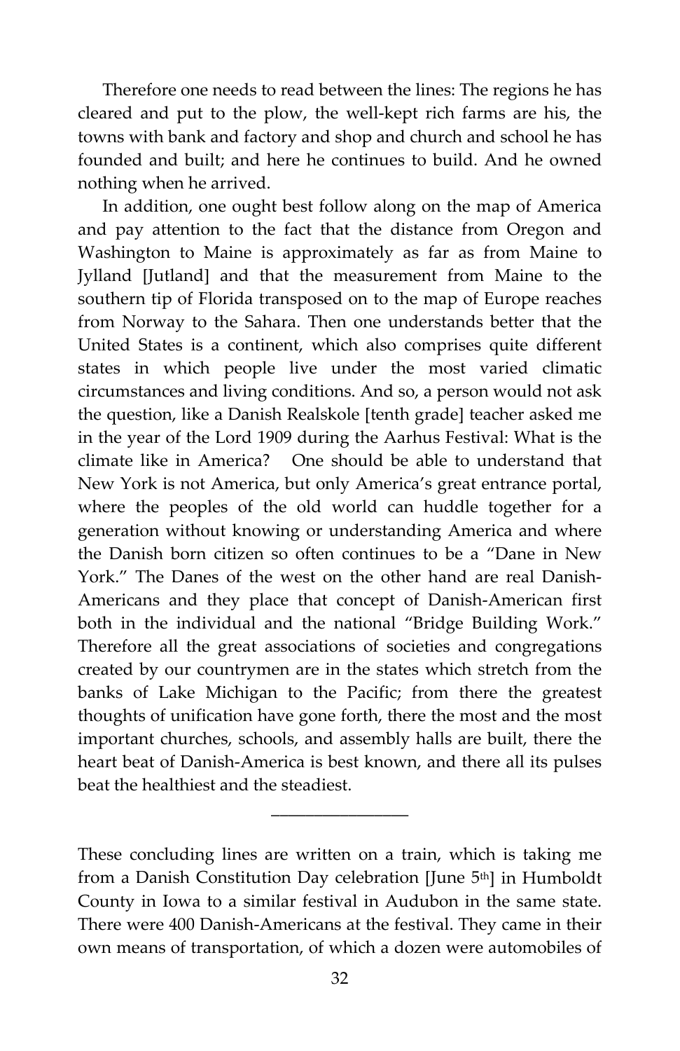Therefore one needs to read between the lines: The regions he has cleared and put to the plow, the well-kept rich farms are his, the towns with bank and factory and shop and church and school he has founded and built; and here he continues to build. And he owned nothing when he arrived.

In addition, one ought best follow along on the map of America and pay attention to the fact that the distance from Oregon and Washington to Maine is approximately as far as from Maine to Jylland [Jutland] and that the measurement from Maine to the southern tip of Florida transposed on to the map of Europe reaches from Norway to the Sahara. Then one understands better that the United States is a continent, which also comprises quite different states in which people live under the most varied climatic circumstances and living conditions. And so, a person would not ask the question, like a Danish Realskole [tenth grade] teacher asked me in the year of the Lord 1909 during the Aarhus Festival: What is the climate like in America? One should be able to understand that New York is not America, but only America's great entrance portal, where the peoples of the old world can huddle together for a generation without knowing or understanding America and where the Danish born citizen so often continues to be a "Dane in New York." The Danes of the west on the other hand are real Danish-Americans and they place that concept of Danish-American first both in the individual and the national "Bridge Building Work." Therefore all the great associations of societies and congregations created by our countrymen are in the states which stretch from the banks of Lake Michigan to the Pacific; from there the greatest thoughts of unification have gone forth, there the most and the most important churches, schools, and assembly halls are built, there the heart beat of Danish-America is best known, and there all its pulses beat the healthiest and the steadiest.

---

These concluding lines are written on a train, which is taking me from a Danish Constitution Day celebration [June 5th] in Humboldt County in Iowa to a similar festival in Audubon in the same state. There were 400 Danish-Americans at the festival. They came in their own means of transportation, of which a dozen were automobiles of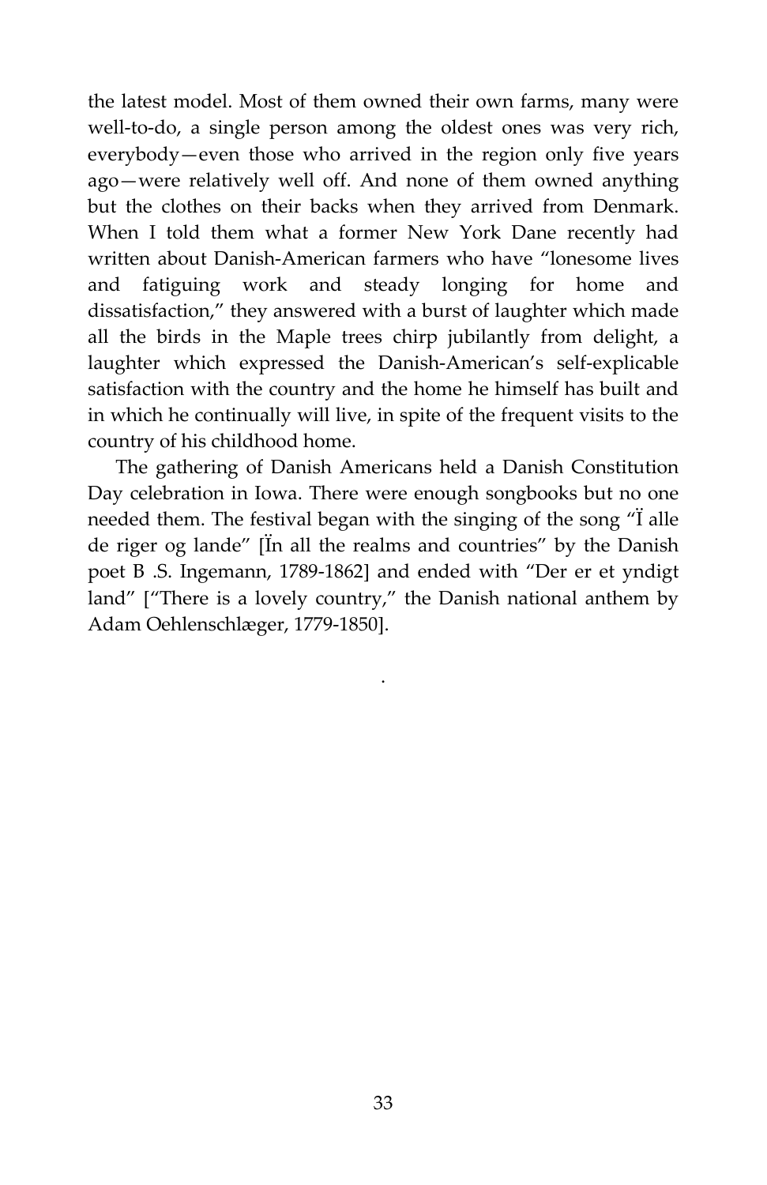the latest model. Most of them owned their own farms, many were well-to-do, a single person among the oldest ones was very rich, everybody—even those who arrived in the region only five years ago—were relatively well off. And none of them owned anything but the clothes on their backs when they arrived from Denmark. When I told them what a former New York Dane recently had written about Danish-American farmers who have “lonesome lives and fatiguing work and steady longing for home and dissatisfaction,” they answered with a burst of laughter which made all the birds in the Maple trees chirp jubilantly from delight, a laughter which expressed the Danish-American’s self-explicable satisfaction with the country and the home he himself has built and in which he continually will live, in spite of the frequent visits to the country of his childhood home.

The gathering of Danish Americans held a Danish Constitution Day celebration in Iowa. There were enough songbooks but no one needed them. The festival began with the singing of the song “Ï alle de riger og lande” [Ïn all the realms and countries” by the Danish poet B .S. Ingemann, 1789-1862] and ended with “Der er et yndigt land” [“There is a lovely country,” the Danish national anthem by Adam Oehlenschlæger, 1779-1850].

.